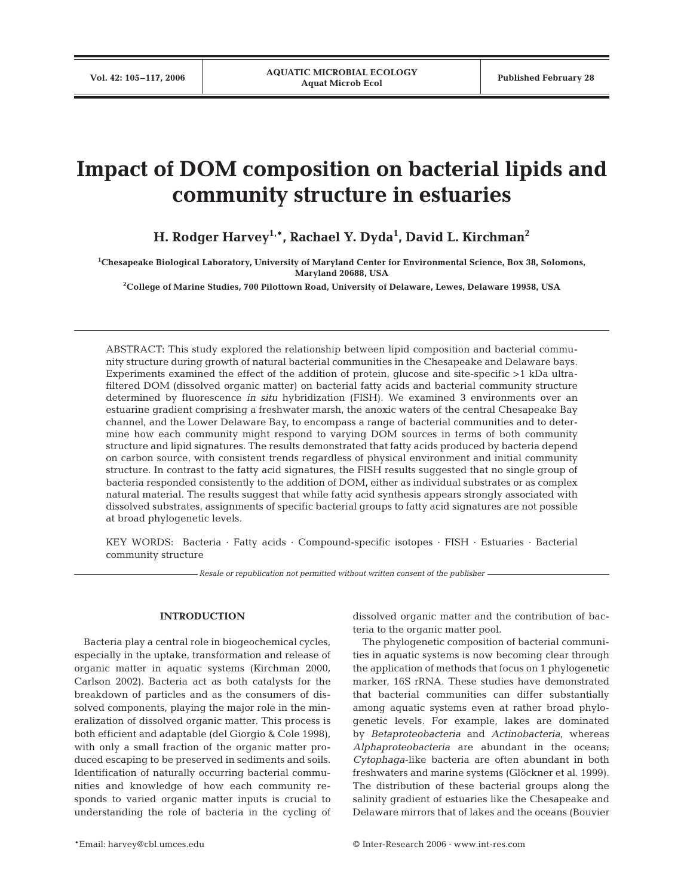# Impact of DOM composition on bacterial lipids and community structure in estuaries

**H. Rodger Harvey[1,*], Rachael Y. Dyda[1], David L. Kirchman[2]**

[1]Chesapeake Biological Laboratory, University of Maryland Center for Environmental Science, Box 38, Solomons, Maryland 20688, USA

[2]College of Marine Studies, 700 Pilottown Road, University of Delaware, Lewes, Delaware 19958, USA

ABSTRACT: This study explored the relationship between lipid composition and bacterial community structure during growth of natural bacterial communities in the Chesapeake and Delaware bays. Experiments examined the effect of the addition of protein, glucose and site-specific >1 kDa ultrafiltered DOM (dissolved organic matter) on bacterial fatty acids and bacterial community structure determined by fluorescence *in situ* hybridization (FISH). We examined 3 environments over an estuarine gradient comprising a freshwater marsh, the anoxic waters of the central Chesapeake Bay channel, and the Lower Delaware Bay, to encompass a range of bacterial communities and to determine how each community might respond to varying DOM sources in terms of both community structure and lipid signatures. The results demonstrated that fatty acids produced by bacteria depend on carbon source, with consistent trends regardless of physical environment and initial community structure. In contrast to the fatty acid signatures, the FISH results suggested that no single group of bacteria responded consistently to the addition of DOM, either as individual substrates or as complex natural material. The results suggest that while fatty acid synthesis appears strongly associated with dissolved substrates, assignments of specific bacterial groups to fatty acid signatures are not possible at broad phylogenetic levels.

KEY WORDS: Bacteria · Fatty acids · Compound-specific isotopes · FISH · Estuaries · Bacterial community structure

*Resale or republication not permitted without written consent of the publisher*

## INTRODUCTION

Bacteria play a central role in biogeochemical cycles, especially in the uptake, transformation and release of organic matter in aquatic systems (Kirchman 2000, Carlson 2002). Bacteria act as both catalysts for the breakdown of particles and as the consumers of dissolved components, playing the major role in the mineralization of dissolved organic matter. This process is both efficient and adaptable (del Giorgio & Cole 1998), with only a small fraction of the organic matter produced escaping to be preserved in sediments and soils. Identification of naturally occurring bacterial communities and knowledge of how each community responds to varied organic matter inputs is crucial to understanding the role of bacteria in the cycling of dissolved organic matter and the contribution of bacteria to the organic matter pool.

The phylogenetic composition of bacterial communities in aquatic systems is now becoming clear through the application of methods that focus on 1 phylogenetic marker, 16S rRNA. These studies have demonstrated that bacterial communities can differ substantially among aquatic systems even at rather broad phylogenetic levels. For example, lakes are dominated by *Betaproteobacteria* and *Actinobacteria*, whereas *Alphaproteobacteria* are abundant in the oceans; *Cytophaga*-like bacteria are often abundant in both freshwaters and marine systems (Glöckner et al. 1999). The distribution of these bacterial groups along the salinity gradient of estuaries like the Chesapeake and Delaware mirrors that of lakes and the oceans (Bouvier

*Email: harvey@cbl.umces.edu

© Inter-Research 2006 · www.int-res.com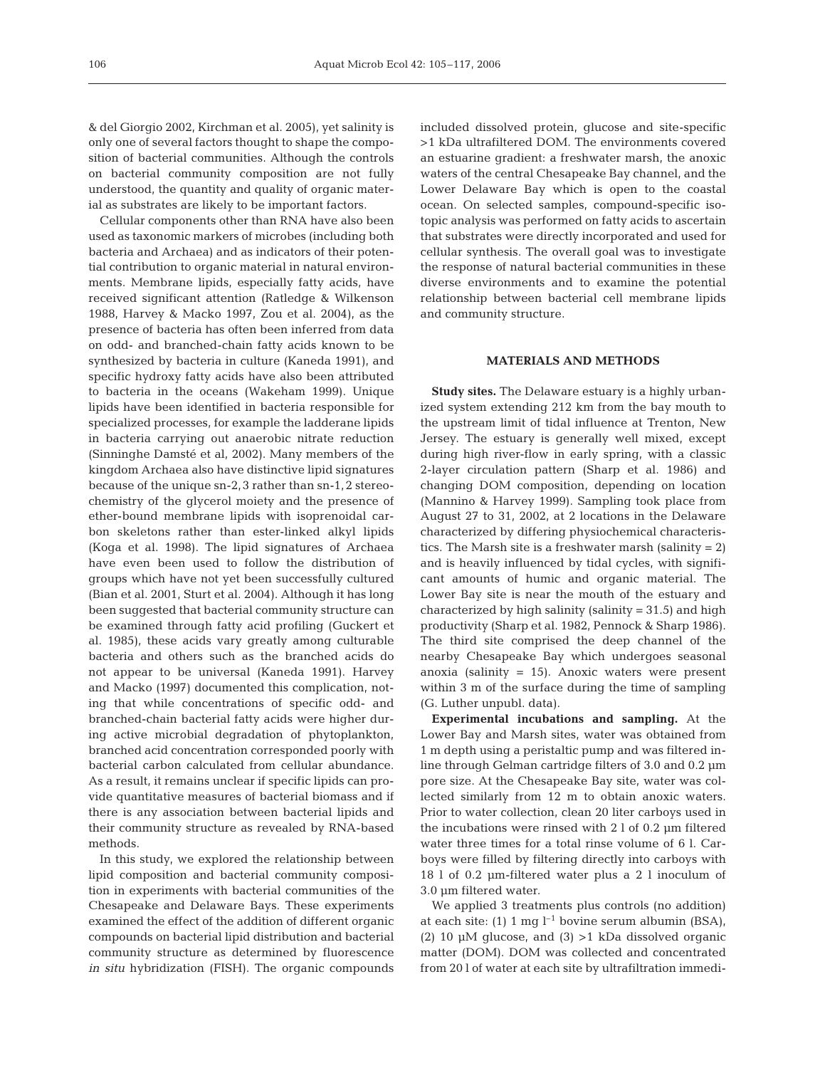& del Giorgio 2002, Kirchman et al. 2005), yet salinity is only one of several factors thought to shape the composition of bacterial communities. Although the controls on bacterial community composition are not fully understood, the quantity and quality of organic material as substrates are likely to be important factors.

Cellular components other than RNA have also been used as taxonomic markers of microbes (including both bacteria and Archaea) and as indicators of their potential contribution to organic material in natural environments. Membrane lipids, especially fatty acids, have received significant attention (Ratledge & Wilkenson 1988, Harvey & Macko 1997, Zou et al. 2004), as the presence of bacteria has often been inferred from data on odd- and branched-chain fatty acids known to be synthesized by bacteria in culture (Kaneda 1991), and specific hydroxy fatty acids have also been attributed to bacteria in the oceans (Wakeham 1999). Unique lipids have been identified in bacteria responsible for specialized processes, for example the ladderane lipids in bacteria carrying out anaerobic nitrate reduction (Sinninghe Damsté et al, 2002). Many members of the kingdom Archaea also have distinctive lipid signatures because of the unique sn-2,3 rather than sn-1,2 stereochemistry of the glycerol moiety and the presence of ether-bound membrane lipids with isoprenoidal carbon skeletons rather than ester-linked alkyl lipids (Koga et al. 1998). The lipid signatures of Archaea have even been used to follow the distribution of groups which have not yet been successfully cultured (Bian et al. 2001, Sturt et al. 2004). Although it has long been suggested that bacterial community structure can be examined through fatty acid profiling (Guckert et al. 1985), these acids vary greatly among culturable bacteria and others such as the branched acids do not appear to be universal (Kaneda 1991). Harvey and Macko (1997) documented this complication, noting that while concentrations of specific odd- and branched-chain bacterial fatty acids were higher during active microbial degradation of phytoplankton, branched acid concentration corresponded poorly with bacterial carbon calculated from cellular abundance. As a result, it remains unclear if specific lipids can provide quantitative measures of bacterial biomass and if there is any association between bacterial lipids and their community structure as revealed by RNA-based methods.

In this study, we explored the relationship between lipid composition and bacterial community composition in experiments with bacterial communities of the Chesapeake and Delaware Bays. These experiments examined the effect of the addition of different organic compounds on bacterial lipid distribution and bacterial community structure as determined by fluorescence *in situ* hybridization (FISH). The organic compounds included dissolved protein, glucose and site-specific >1 kDa ultrafiltered DOM. The environments covered an estuarine gradient: a freshwater marsh, the anoxic waters of the central Chesapeake Bay channel, and the Lower Delaware Bay which is open to the coastal ocean. On selected samples, compound-specific isotopic analysis was performed on fatty acids to ascertain that substrates were directly incorporated and used for cellular synthesis. The overall goal was to investigate the response of natural bacterial communities in these diverse environments and to examine the potential relationship between bacterial cell membrane lipids and community structure.

## MATERIALS AND METHODS

**Study sites.** The Delaware estuary is a highly urbanized system extending 212 km from the bay mouth to the upstream limit of tidal influence at Trenton, New Jersey. The estuary is generally well mixed, except during high river-flow in early spring, with a classic 2-layer circulation pattern (Sharp et al. 1986) and changing DOM composition, depending on location (Mannino & Harvey 1999). Sampling took place from August 27 to 31, 2002, at 2 locations in the Delaware characterized by differing physiochemical characteristics. The Marsh site is a freshwater marsh (salinity = 2) and is heavily influenced by tidal cycles, with significant amounts of humic and organic material. The Lower Bay site is near the mouth of the estuary and characterized by high salinity (salinity = 31.5) and high productivity (Sharp et al. 1982, Pennock & Sharp 1986). The third site comprised the deep channel of the nearby Chesapeake Bay which undergoes seasonal anoxia (salinity = 15). Anoxic waters were present within 3 m of the surface during the time of sampling (G. Luther unpubl. data).

**Experimental incubations and sampling.** At the Lower Bay and Marsh sites, water was obtained from 1 m depth using a peristaltic pump and was filtered in-line through Gelman cartridge filters of 3.0 and 0.2 µm pore size. At the Chesapeake Bay site, water was collected similarly from 12 m to obtain anoxic waters. Prior to water collection, clean 20 liter carboys used in the incubations were rinsed with 2 l of 0.2 µm filtered water three times for a total rinse volume of 6 l. Carboys were filled by filtering directly into carboys with 18 l of 0.2 µm-filtered water plus a 2 l inoculum of 3.0 µm filtered water.

We applied 3 treatments plus controls (no addition) at each site: (1) 1 mg $l^{-1}$ bovine serum albumin (BSA), (2) 10 µM glucose, and (3) >1 kDa dissolved organic matter (DOM). DOM was collected and concentrated from 20 l of water at each site by ultrafiltration immedi-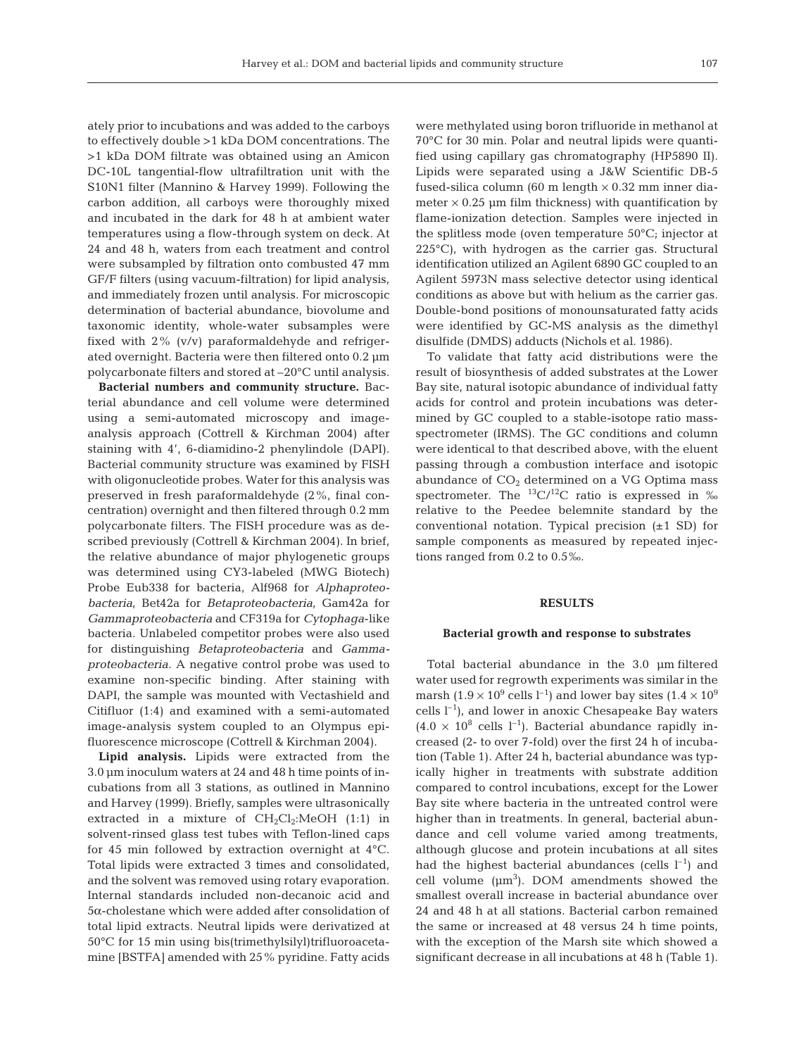ately prior to incubations and was added to the carboys to effectively double >1 kDa DOM concentrations. The >1 kDa DOM filtrate was obtained using an Amicon DC-10L tangential-flow ultrafiltration unit with the S10N1 filter (Mannino & Harvey 1999). Following the carbon addition, all carboys were thoroughly mixed and incubated in the dark for 48 h at ambient water temperatures using a flow-through system on deck. At 24 and 48 h, waters from each treatment and control were subsampled by filtration onto combusted 47 mm GF/F filters (using vacuum-filtration) for lipid analysis, and immediately frozen until analysis. For microscopic determination of bacterial abundance, biovolume and taxonomic identity, whole-water subsamples were fixed with 2% (v/v) paraformaldehyde and refrigerated overnight. Bacteria were then filtered onto 0.2 µm polycarbonate filters and stored at –20°C until analysis.

**Bacterial numbers and community structure.** Bacterial abundance and cell volume were determined using a semi-automated microscopy and image-analysis approach (Cottrell & Kirchman 2004) after staining with 4′, 6-diamidino-2 phenylindole (DAPI). Bacterial community structure was examined by FISH with oligonucleotide probes. Water for this analysis was preserved in fresh paraformaldehyde (2%, final concentration) overnight and then filtered through 0.2 mm polycarbonate filters. The FISH procedure was as described previously (Cottrell & Kirchman 2004). In brief, the relative abundance of major phylogenetic groups was determined using CY3-labeled (MWG Biotech) Probe Eub338 for bacteria, Alf968 for *Alphaproteobacteria*, Bet42a for *Betaproteobacteria*, Gam42a for *Gammaproteobacteria* and CF319a for *Cytophaga*-like bacteria. Unlabeled competitor probes were also used for distinguishing *Betaproteobacteria* and *Gammaproteobacteria*. A negative control probe was used to examine non-specific binding. After staining with DAPI, the sample was mounted with Vectashield and Citifluor (1:4) and examined with a semi-automated image-analysis system coupled to an Olympus epifluorescence microscope (Cottrell & Kirchman 2004).

**Lipid analysis.** Lipids were extracted from the 3.0 µm inoculum waters at 24 and 48 h time points of incubations from all 3 stations, as outlined in Mannino and Harvey (1999). Briefly, samples were ultrasonically extracted in a mixture of $CH_2Cl_2$:MeOH (1:1) in solvent-rinsed glass test tubes with Teflon-lined caps for 45 min followed by extraction overnight at 4°C. Total lipids were extracted 3 times and consolidated, and the solvent was removed using rotary evaporation. Internal standards included non-decanoic acid and 5α-cholestane which were added after consolidation of total lipid extracts. Neutral lipids were derivatized at 50°C for 15 min using bis(trimethylsilyl)trifluoroacetamine [BSTFA] amended with 25% pyridine. Fatty acids were methylated using boron trifluoride in methanol at 70°C for 30 min. Polar and neutral lipids were quantified using capillary gas chromatography (HP5890 II). Lipids were separated using a J&W Scientific DB-5 fused-silica column (60 m length × 0.32 mm inner diameter × 0.25 µm film thickness) with quantification by flame-ionization detection. Samples were injected in the splitless mode (oven temperature 50°C; injector at 225°C), with hydrogen as the carrier gas. Structural identification utilized an Agilent 6890 GC coupled to an Agilent 5973N mass selective detector using identical conditions as above but with helium as the carrier gas. Double-bond positions of monounsaturated fatty acids were identified by GC-MS analysis as the dimethyl disulfide (DMDS) adducts (Nichols et al. 1986).

To validate that fatty acid distributions were the result of biosynthesis of added substrates at the Lower Bay site, natural isotopic abundance of individual fatty acids for control and protein incubations was determined by GC coupled to a stable-isotope ratio mass-spectrometer (IRMS). The GC conditions and column were identical to that described above, with the eluent passing through a combustion interface and isotopic abundance of $CO_2$ determined on a VG Optima mass spectrometer. The $^{13}C/^{12}C$ ratio is expressed in ‰ relative to the Peedee belemnite standard by the conventional notation. Typical precision (±1 SD) for sample components as measured by repeated injections ranged from 0.2 to 0.5‰.

## RESULTS

### Bacterial growth and response to substrates

Total bacterial abundance in the 3.0 µm filtered water used for regrowth experiments was similar in the marsh ($1.9 \times 10^9$ cells $l^{-1}$) and lower bay sites ($1.4 \times 10^9$ cells $l^{-1}$), and lower in anoxic Chesapeake Bay waters ($4.0 \times 10^8$ cells $l^{-1}$). Bacterial abundance rapidly increased (2- to over 7-fold) over the first 24 h of incubation (Table 1). After 24 h, bacterial abundance was typically higher in treatments with substrate addition compared to control incubations, except for the Lower Bay site where bacteria in the untreated control were higher than in treatments. In general, bacterial abundance and cell volume varied among treatments, although glucose and protein incubations at all sites had the highest bacterial abundances (cells $l^{-1}$) and cell volume (µm$^3$). DOM amendments showed the smallest overall increase in bacterial abundance over 24 and 48 h at all stations. Bacterial carbon remained the same or increased at 48 versus 24 h time points, with the exception of the Marsh site which showed a significant decrease in all incubations at 48 h (Table 1).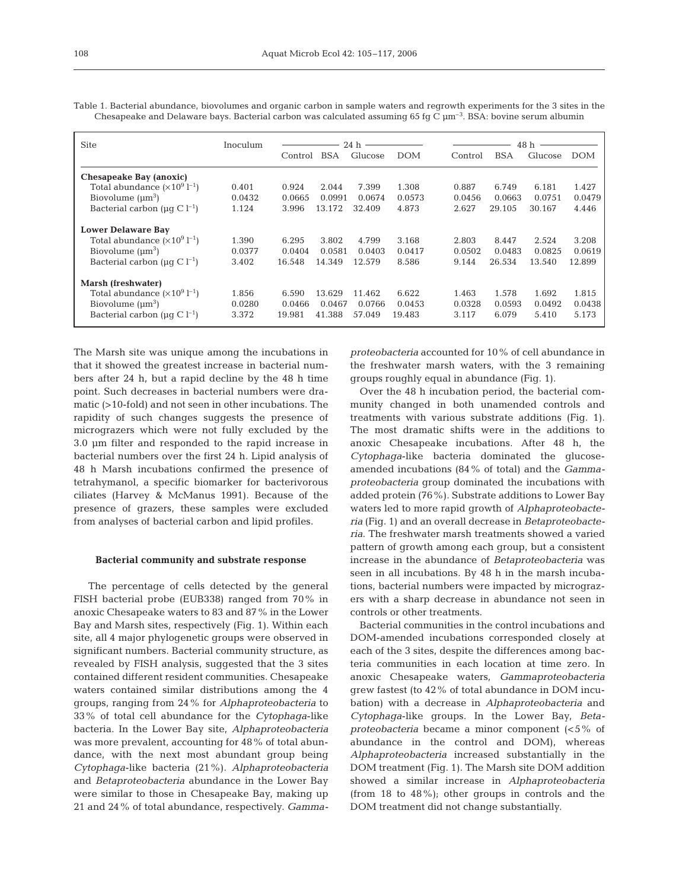Table 1. Bacterial abundance, biovolumes and organic carbon in sample waters and regrowth experiments for the 3 sites in the Chesapeake and Delaware bays. Bacterial carbon was calculated assuming 65 fg C $\mu m^{-3}$. BSA: bovine serum albumin

| Site | Inoculum | 24 h | | | | 48 h | | | |
|---|---|---|---|---|---|---|---|---|---|
| | | Control | BSA | Glucose | DOM | Control | BSA | Glucose | DOM |
| **Chesapeake Bay (anoxic)** | | | | | | | | | |
| Total abundance ($\times 10^9$ $l^{-1}$) | 0.401 | 0.924 | 2.044 | 7.399 | 1.308 | 0.887 | 6.749 | 6.181 | 1.427 |
| Biovolume ($\mu m^3$) | 0.0432 | 0.0665 | 0.0991 | 0.0674 | 0.0573 | 0.0456 | 0.0663 | 0.0751 | 0.0479 |
| Bacterial carbon ($\mu g$ C $l^{-1}$) | 1.124 | 3.996 | 13.172 | 32.409 | 4.873 | 2.627 | 29.105 | 30.167 | 4.446 |
| **Lower Delaware Bay** | | | | | | | | | |
| Total abundance ($\times 10^9$ $l^{-1}$) | 1.390 | 6.295 | 3.802 | 4.799 | 3.168 | 2.803 | 8.447 | 2.524 | 3.208 |
| Biovolume ($\mu m^3$) | 0.0377 | 0.0404 | 0.0581 | 0.0403 | 0.0417 | 0.0502 | 0.0483 | 0.0825 | 0.0619 |
| Bacterial carbon ($\mu g$ C $l^{-1}$) | 3.402 | 16.548 | 14.349 | 12.579 | 8.586 | 9.144 | 26.534 | 13.540 | 12.899 |
| **Marsh (freshwater)** | | | | | | | | | |
| Total abundance ($\times 10^9$ $l^{-1}$) | 1.856 | 6.590 | 13.629 | 11.462 | 6.622 | 1.463 | 1.578 | 1.692 | 1.815 |
| Biovolume ($\mu m^3$) | 0.0280 | 0.0466 | 0.0467 | 0.0766 | 0.0453 | 0.0328 | 0.0593 | 0.0492 | 0.0438 |
| Bacterial carbon ($\mu g$ C $l^{-1}$) | 3.372 | 19.981 | 41.388 | 57.049 | 19.483 | 3.117 | 6.079 | 5.410 | 5.173 |

The Marsh site was unique among the incubations in that it showed the greatest increase in bacterial numbers after 24 h, but a rapid decline by the 48 h time point. Such decreases in bacterial numbers were dramatic (>10-fold) and not seen in other incubations. The rapidity of such changes suggests the presence of micrograzers which were not fully excluded by the 3.0 µm filter and responded to the rapid increase in bacterial numbers over the first 24 h. Lipid analysis of 48 h Marsh incubations confirmed the presence of tetrahymanol, a specific biomarker for bacterivorous ciliates (Harvey & McManus 1991). Because of the presence of grazers, these samples were excluded from analyses of bacterial carbon and lipid profiles.

### Bacterial community and substrate response

The percentage of cells detected by the general FISH bacterial probe (EUB338) ranged from 70% in anoxic Chesapeake waters to 83 and 87% in the Lower Bay and Marsh sites, respectively (Fig. 1). Within each site, all 4 major phylogenetic groups were observed in significant numbers. Bacterial community structure, as revealed by FISH analysis, suggested that the 3 sites contained different resident communities. Chesapeake waters contained similar distributions among the 4 groups, ranging from 24% for *Alphaproteobacteria* to 33% of total cell abundance for the *Cytophaga*-like bacteria. In the Lower Bay site, *Alphaproteobacteria* was more prevalent, accounting for 48% of total abundance, with the next most abundant group being *Cytophaga*-like bacteria (21%). *Alphaproteobacteria* and *Betaproteobacteria* abundance in the Lower Bay were similar to those in Chesapeake Bay, making up 21 and 24% of total abundance, respectively. *Gammaproteobacteria* accounted for 10% of cell abundance in the freshwater marsh waters, with the 3 remaining groups roughly equal in abundance (Fig. 1).

Over the 48 h incubation period, the bacterial community changed in both unamended controls and treatments with various substrate additions (Fig. 1). The most dramatic shifts were in the additions to anoxic Chesapeake incubations. After 48 h, the *Cytophaga*-like bacteria dominated the glucose-amended incubations (84% of total) and the *Gammaproteobacteria* group dominated the incubations with added protein (76%). Substrate additions to Lower Bay waters led to more rapid growth of *Alphaproteobacteria* (Fig. 1) and an overall decrease in *Betaproteobacteria*. The freshwater marsh treatments showed a varied pattern of growth among each group, but a consistent increase in the abundance of *Betaproteobacteria* was seen in all incubations. By 48 h in the marsh incubations, bacterial numbers were impacted by micrograzers with a sharp decrease in abundance not seen in controls or other treatments.

Bacterial communities in the control incubations and DOM-amended incubations corresponded closely at each of the 3 sites, despite the differences among bacteria communities in each location at time zero. In anoxic Chesapeake waters, *Gammaproteobacteria* grew fastest (to 42% of total abundance in DOM incubation) with a decrease in *Alphaproteobacteria* and *Cytophaga*-like groups. In the Lower Bay, *Betaproteobacteria* became a minor component (<5% of abundance in the control and DOM), whereas *Alphaproteobacteria* increased substantially in the DOM treatment (Fig. 1). The Marsh site DOM addition showed a similar increase in *Alphaproteobacteria* (from 18 to 48%); other groups in controls and the DOM treatment did not change substantially.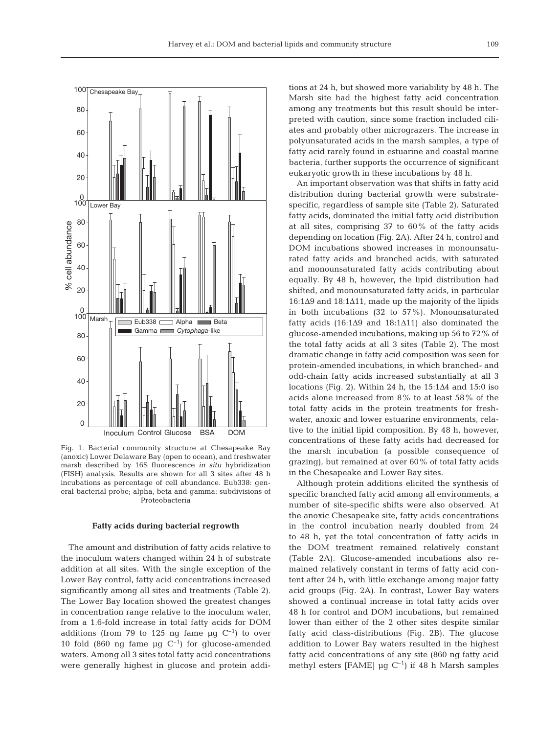Fig. 1. Bacterial community structure at Chesapeake Bay (anoxic) Lower Delaware Bay (open to ocean), and freshwater marsh described by 16S fluorescence *in situ* hybridization (FISH) analysis. Results are shown for all 3 sites after 48 h incubations as percentage of cell abundance. Eub338: general bacterial probe; alpha, beta and gamma: subdivisions of Proteobacteria

### Fatty acids during bacterial regrowth

The amount and distribution of fatty acids relative to the inoculum waters changed within 24 h of substrate addition at all sites. With the single exception of the Lower Bay control, fatty acid concentrations increased significantly among all sites and treatments (Table 2). The Lower Bay location showed the greatest changes in concentration range relative to the inoculum water, from a 1.6-fold increase in total fatty acids for DOM additions (from 79 to 125 ng fame µg $C^{-1}$) to over 10 fold (860 ng fame µg $C^{-1}$) for glucose-amended waters. Among all 3 sites total fatty acid concentrations were generally highest in glucose and protein additions at 24 h, but showed more variability by 48 h. The Marsh site had the highest fatty acid concentration among any treatments but this result should be interpreted with caution, since some fraction included ciliates and probably other micrograzers. The increase in polyunsaturated acids in the marsh samples, a type of fatty acid rarely found in estuarine and coastal marine bacteria, further supports the occurrence of significant eukaryotic growth in these incubations by 48 h.

An important observation was that shifts in fatty acid distribution during bacterial growth were substrate-specific, regardless of sample site (Table 2). Saturated fatty acids, dominated the initial fatty acid distribution at all sites, comprising 37 to 60% of the fatty acids depending on location (Fig. 2A). After 24 h, control and DOM incubations showed increases in monounsaturated fatty acids and branched acids, with saturated and monounsaturated fatty acids contributing about equally. By 48 h, however, the lipid distribution had shifted, and monounsaturated fatty acids, in particular 16:1Δ9 and 18:1Δ11, made up the majority of the lipids in both incubations (32 to 57%). Monounsaturated fatty acids (16:1Δ9 and 18:1Δ11) also dominated the glucose-amended incubations, making up 56 to 72% of the total fatty acids at all 3 sites (Table 2). The most dramatic change in fatty acid composition was seen for protein-amended incubations, in which branched- and odd-chain fatty acids increased substantially at all 3 locations (Fig. 2). Within 24 h, the 15:1Δ4 and 15:0 iso acids alone increased from 8% to at least 58% of the total fatty acids in the protein treatments for freshwater, anoxic and lower estuarine environments, relative to the initial lipid composition. By 48 h, however, concentrations of these fatty acids had decreased for the marsh incubation (a possible consequence of grazing), but remained at over 60% of total fatty acids in the Chesapeake and Lower Bay sites.

Although protein additions elicited the synthesis of specific branched fatty acid among all environments, a number of site-specific shifts were also observed. At the anoxic Chesapeake site, fatty acids concentrations in the control incubation nearly doubled from 24 to 48 h, yet the total concentration of fatty acids in the DOM treatment remained relatively constant (Table 2A). Glucose-amended incubations also remained relatively constant in terms of fatty acid content after 24 h, with little exchange among major fatty acid groups (Fig. 2A). In contrast, Lower Bay waters showed a continual increase in total fatty acids over 48 h for control and DOM incubations, but remained lower than either of the 2 other sites despite similar fatty acid class-distributions (Fig. 2B). The glucose addition to Lower Bay waters resulted in the highest fatty acid concentrations of any site (860 ng fatty acid methyl esters [FAME] µg $C^{-1}$) if 48 h Marsh samples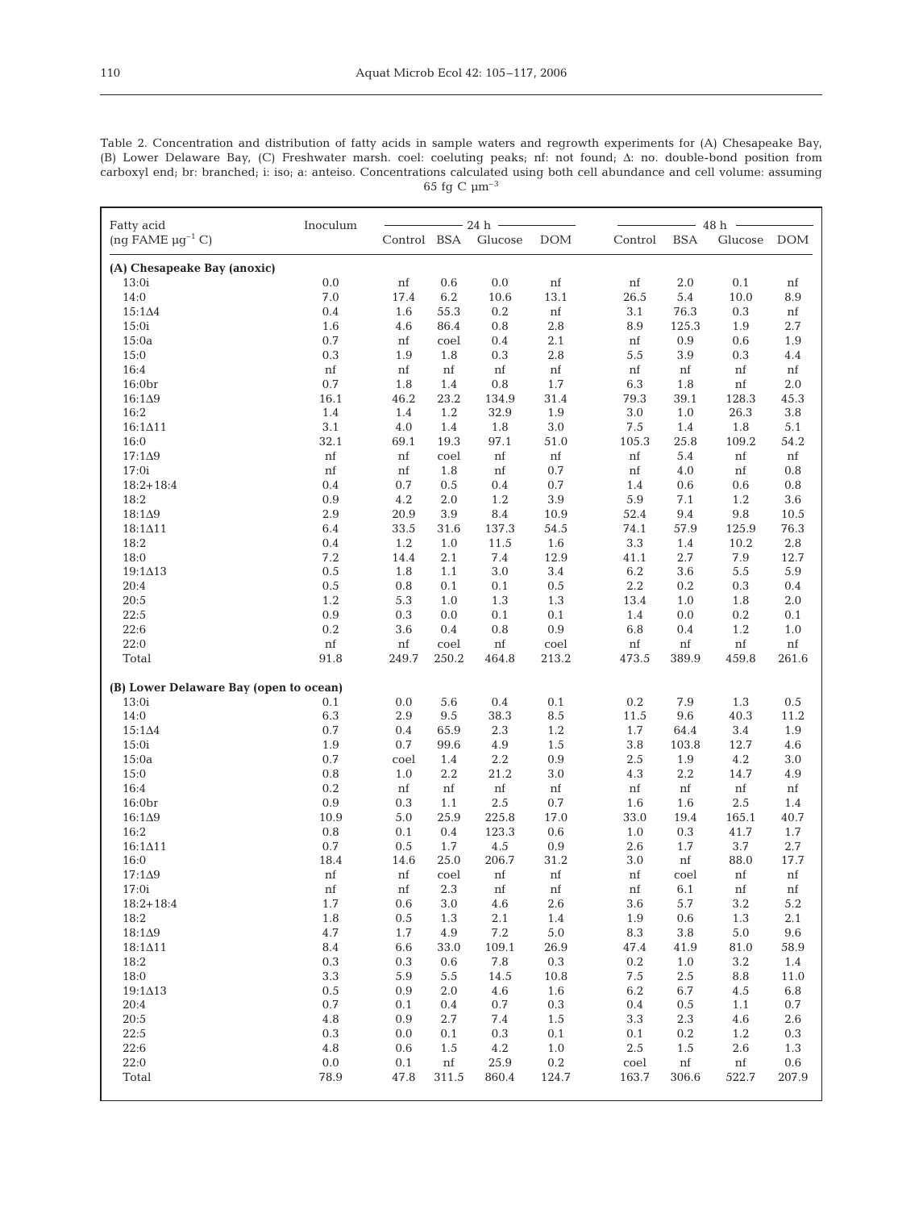Table 2. Concentration and distribution of fatty acids in sample waters and regrowth experiments for (A) Chesapeake Bay, (B) Lower Delaware Bay, (C) Freshwater marsh. coel: coeluting peaks; nf: not found; Δ: no. double-bond position from carboxyl end; br: branched; i: iso; a: anteiso. Concentrations calculated using both cell abundance and cell volume: assuming 65 fg C $\mu m^{-3}$

| Fatty acid (ng FAME $\mu g^{-1}$ C) | Inoculum | 24 h | | | | 48 h | | | |
|---|---|---|---|---|---|---|---|---|---|
| | | Control | BSA | Glucose | DOM | Control | BSA | Glucose | DOM |
| **(A) Chesapeake Bay (anoxic)** | | | | | | | | | |
| 13:0i | 0.0 | nf | 0.6 | 0.0 | nf | nf | 2.0 | 0.1 | nf |
| 14:0 | 7.0 | 17.4 | 6.2 | 10.6 | 13.1 | 26.5 | 5.4 | 10.0 | 8.9 |
| 15:1Δ4 | 0.4 | 1.6 | 55.3 | 0.2 | nf | 3.1 | 76.3 | 0.3 | nf |
| 15:0i | 1.6 | 4.6 | 86.4 | 0.8 | 2.8 | 8.9 | 125.3 | 1.9 | 2.7 |
| 15:0a | 0.7 | nf | coel | 0.4 | 2.1 | nf | 0.9 | 0.6 | 1.9 |
| 15:0 | 0.3 | 1.9 | 1.8 | 0.3 | 2.8 | 5.5 | 3.9 | 0.3 | 4.4 |
| 16:4 | nf | nf | nf | nf | nf | nf | nf | nf | nf |
| 16:0br | 0.7 | 1.8 | 1.4 | 0.8 | 1.7 | 6.3 | 1.8 | nf | 2.0 |
| 16:1Δ9 | 16.1 | 46.2 | 23.2 | 134.9 | 31.4 | 79.3 | 39.1 | 128.3 | 45.3 |
| 16:2 | 1.4 | 1.4 | 1.2 | 32.9 | 1.9 | 3.0 | 1.0 | 26.3 | 3.8 |
| 16:1Δ11 | 3.1 | 4.0 | 1.4 | 1.8 | 3.0 | 7.5 | 1.4 | 1.8 | 5.1 |
| 16:0 | 32.1 | 69.1 | 19.3 | 97.1 | 51.0 | 105.3 | 25.8 | 109.2 | 54.2 |
| 17:1Δ9 | nf | nf | coel | nf | nf | nf | 5.4 | nf | nf |
| 17:0i | nf | nf | 1.8 | nf | 0.7 | nf | 4.0 | nf | 0.8 |
| 18:2+18:4 | 0.4 | 0.7 | 0.5 | 0.4 | 0.7 | 1.4 | 0.6 | 0.6 | 0.8 |
| 18:2 | 0.9 | 4.2 | 2.0 | 1.2 | 3.9 | 5.9 | 7.1 | 1.2 | 3.6 |
| 18:1Δ9 | 2.9 | 20.9 | 3.9 | 8.4 | 10.9 | 52.4 | 9.4 | 9.8 | 10.5 |
| 18:1Δ11 | 6.4 | 33.5 | 31.6 | 137.3 | 54.5 | 74.1 | 57.9 | 125.9 | 76.3 |
| 18:2 | 0.4 | 1.2 | 1.0 | 11.5 | 1.6 | 3.3 | 1.4 | 10.2 | 2.8 |
| 18:0 | 7.2 | 14.4 | 2.1 | 7.4 | 12.9 | 41.1 | 2.7 | 7.9 | 12.7 |
| 19:1Δ13 | 0.5 | 1.8 | 1.1 | 3.0 | 3.4 | 6.2 | 3.6 | 5.5 | 5.9 |
| 20:4 | 0.5 | 0.8 | 0.1 | 0.1 | 0.5 | 2.2 | 0.2 | 0.3 | 0.4 |
| 20:5 | 1.2 | 5.3 | 1.0 | 1.3 | 1.3 | 13.4 | 1.0 | 1.8 | 2.0 |
| 22:5 | 0.9 | 0.3 | 0.0 | 0.1 | 0.1 | 1.4 | 0.0 | 0.2 | 0.1 |
| 22:6 | 0.2 | 3.6 | 0.4 | 0.8 | 0.9 | 6.8 | 0.4 | 1.2 | 1.0 |
| 22:0 | nf | nf | coel | nf | coel | nf | nf | nf | nf |
| Total | 91.8 | 249.7 | 250.2 | 464.8 | 213.2 | 473.5 | 389.9 | 459.8 | 261.6 |
| **(B) Lower Delaware Bay (open to ocean)** | | | | | | | | | |
| 13:0i | 0.1 | 0.0 | 5.6 | 0.4 | 0.1 | 0.2 | 7.9 | 1.3 | 0.5 |
| 14:0 | 6.3 | 2.9 | 9.5 | 38.3 | 8.5 | 11.5 | 9.6 | 40.3 | 11.2 |
| 15:1Δ4 | 0.7 | 0.4 | 65.9 | 2.3 | 1.2 | 1.7 | 64.4 | 3.4 | 1.9 |
| 15:0i | 1.9 | 0.7 | 99.6 | 4.9 | 1.5 | 3.8 | 103.8 | 12.7 | 4.6 |
| 15:0a | 0.7 | coel | 1.4 | 2.2 | 0.9 | 2.5 | 1.9 | 4.2 | 3.0 |
| 15:0 | 0.8 | 1.0 | 2.2 | 21.2 | 3.0 | 4.3 | 2.2 | 14.7 | 4.9 |
| 16:4 | 0.2 | nf | nf | nf | nf | nf | nf | nf | nf |
| 16:0br | 0.9 | 0.3 | 1.1 | 2.5 | 0.7 | 1.6 | 1.6 | 2.5 | 1.4 |
| 16:1Δ9 | 10.9 | 5.0 | 25.9 | 225.8 | 17.0 | 33.0 | 19.4 | 165.1 | 40.7 |
| 16:2 | 0.8 | 0.1 | 0.4 | 123.3 | 0.6 | 1.0 | 0.3 | 41.7 | 1.7 |
| 16:1Δ11 | 0.7 | 0.5 | 1.7 | 4.5 | 0.9 | 2.6 | 1.7 | 3.7 | 2.7 |
| 16:0 | 18.4 | 14.6 | 25.0 | 206.7 | 31.2 | 3.0 | nf | 88.0 | 17.7 |
| 17:1Δ9 | nf | nf | coel | nf | nf | nf | coel | nf | nf |
| 17:0i | nf | nf | 2.3 | nf | nf | nf | 6.1 | nf | nf |
| 18:2+18:4 | 1.7 | 0.6 | 3.0 | 4.6 | 2.6 | 3.6 | 5.7 | 3.2 | 5.2 |
| 18:2 | 1.8 | 0.5 | 1.3 | 2.1 | 1.4 | 1.9 | 0.6 | 1.3 | 2.1 |
| 18:1Δ9 | 4.7 | 1.7 | 4.9 | 7.2 | 5.0 | 8.3 | 3.8 | 5.0 | 9.6 |
| 18:1Δ11 | 8.4 | 6.6 | 33.0 | 109.1 | 26.9 | 47.4 | 41.9 | 81.0 | 58.9 |
| 18:2 | 0.3 | 0.3 | 0.6 | 7.8 | 0.3 | 0.2 | 1.0 | 3.2 | 1.4 |
| 18:0 | 3.3 | 5.9 | 5.5 | 14.5 | 10.8 | 7.5 | 2.5 | 8.8 | 11.0 |
| 19:1Δ13 | 0.5 | 0.9 | 2.0 | 4.6 | 1.6 | 6.2 | 6.7 | 4.5 | 6.8 |
| 20:4 | 0.7 | 0.1 | 0.4 | 0.7 | 0.3 | 0.4 | 0.5 | 1.1 | 0.7 |
| 20:5 | 4.8 | 0.9 | 2.7 | 7.4 | 1.5 | 3.3 | 2.3 | 4.6 | 2.6 |
| 22:5 | 0.3 | 0.0 | 0.1 | 0.3 | 0.1 | 0.1 | 0.2 | 1.2 | 0.3 |
| 22:6 | 4.8 | 0.6 | 1.5 | 4.2 | 1.0 | 2.5 | 1.5 | 2.6 | 1.3 |
| 22:0 | 0.0 | 0.1 | nf | 25.9 | 0.2 | coel | nf | nf | 0.6 |
| Total | 78.9 | 47.8 | 311.5 | 860.4 | 124.7 | 163.7 | 306.6 | 522.7 | 207.9 |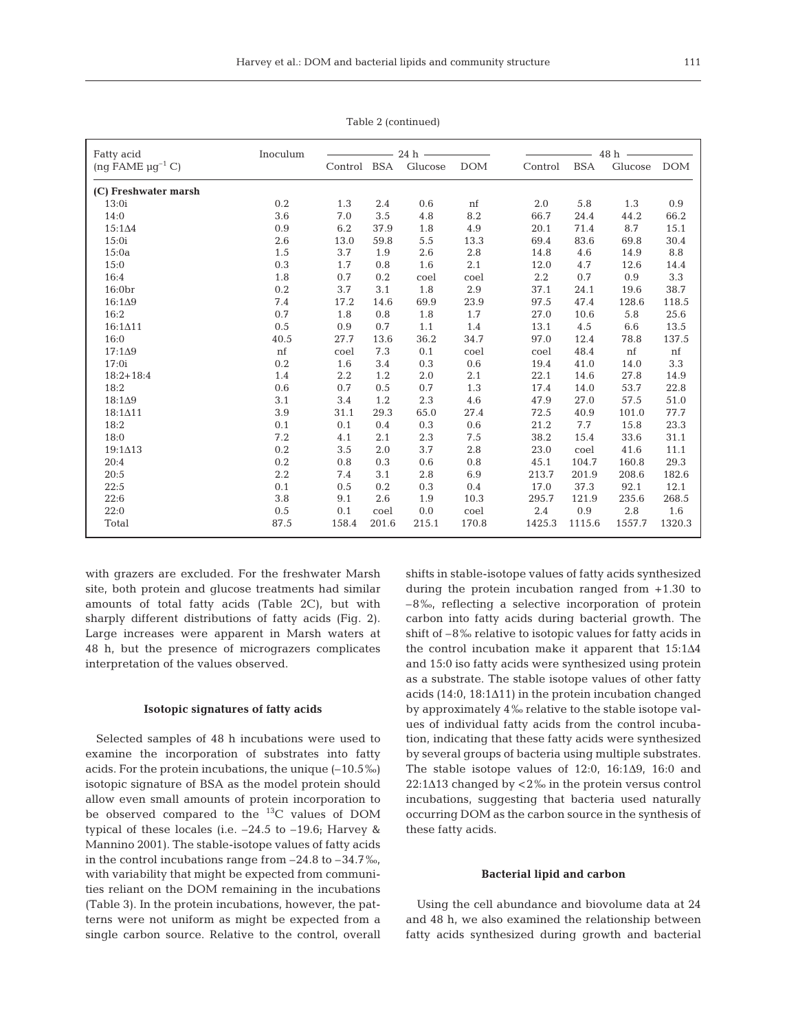Table 2 (continued)

| Fatty acid (ng FAME µg$^{-1}$ C) | Inoculum | 24 h | | | | 48 h | | | |
|---|---|---|---|---|---|---|---|---|---|
| | | Control | BSA | Glucose | DOM | Control | BSA | Glucose | DOM |
| **(C) Freshwater marsh** | | | | | | | | | |
| 13:0i | 0.2 | 1.3 | 2.4 | 0.6 | nf | 2.0 | 5.8 | 1.3 | 0.9 |
| 14:0 | 3.6 | 7.0 | 3.5 | 4.8 | 8.2 | 66.7 | 24.4 | 44.2 | 66.2 |
| 15:1Δ4 | 0.9 | 6.2 | 37.9 | 1.8 | 4.9 | 20.1 | 71.4 | 8.7 | 15.1 |
| 15:0i | 2.6 | 13.0 | 59.8 | 5.5 | 13.3 | 69.4 | 83.6 | 69.8 | 30.4 |
| 15:0a | 1.5 | 3.7 | 1.9 | 2.6 | 2.8 | 14.8 | 4.6 | 14.9 | 8.8 |
| 15:0 | 0.3 | 1.7 | 0.8 | 1.6 | 2.1 | 12.0 | 4.7 | 12.6 | 14.4 |
| 16:4 | 1.8 | 0.7 | 0.2 | coel | coel | 2.2 | 0.7 | 0.9 | 3.3 |
| 16:0br | 0.2 | 3.7 | 3.1 | 1.8 | 2.9 | 37.1 | 24.1 | 19.6 | 38.7 |
| 16:1Δ9 | 7.4 | 17.2 | 14.6 | 69.9 | 23.9 | 97.5 | 47.4 | 128.6 | 118.5 |
| 16:2 | 0.7 | 1.8 | 0.8 | 1.8 | 1.7 | 27.0 | 10.6 | 5.8 | 25.6 |
| 16:1Δ11 | 0.5 | 0.9 | 0.7 | 1.1 | 1.4 | 13.1 | 4.5 | 6.6 | 13.5 |
| 16:0 | 40.5 | 27.7 | 13.6 | 36.2 | 34.7 | 97.0 | 12.4 | 78.8 | 137.5 |
| 17:1Δ9 | nf | coel | 7.3 | 0.1 | coel | coel | 48.4 | nf | nf |
| 17:0i | 0.2 | 1.6 | 3.4 | 0.3 | 0.6 | 19.4 | 41.0 | 14.0 | 3.3 |
| 18:2+18:4 | 1.4 | 2.2 | 1.2 | 2.0 | 2.1 | 22.1 | 14.6 | 27.8 | 14.9 |
| 18:2 | 0.6 | 0.7 | 0.5 | 0.7 | 1.3 | 17.4 | 14.0 | 53.7 | 22.8 |
| 18:1Δ9 | 3.1 | 3.4 | 1.2 | 2.3 | 4.6 | 47.9 | 27.0 | 57.5 | 51.0 |
| 18:1Δ11 | 3.9 | 31.1 | 29.3 | 65.0 | 27.4 | 72.5 | 40.9 | 101.0 | 77.7 |
| 18:2 | 0.1 | 0.1 | 0.4 | 0.3 | 0.6 | 21.2 | 7.7 | 15.8 | 23.3 |
| 18:0 | 7.2 | 4.1 | 2.1 | 2.3 | 7.5 | 38.2 | 15.4 | 33.6 | 31.1 |
| 19:1Δ13 | 0.2 | 3.5 | 2.0 | 3.7 | 2.8 | 23.0 | coel | 41.6 | 11.1 |
| 20:4 | 0.2 | 0.8 | 0.3 | 0.6 | 0.8 | 45.1 | 104.7 | 160.8 | 29.3 |
| 20:5 | 2.2 | 7.4 | 3.1 | 2.8 | 6.9 | 213.7 | 201.9 | 208.6 | 182.6 |
| 22:5 | 0.1 | 0.5 | 0.2 | 0.3 | 0.4 | 17.0 | 37.3 | 92.1 | 12.1 |
| 22:6 | 3.8 | 9.1 | 2.6 | 1.9 | 10.3 | 295.7 | 121.9 | 235.6 | 268.5 |
| 22:0 | 0.5 | 0.1 | coel | 0.0 | coel | 2.4 | 0.9 | 2.8 | 1.6 |
| Total | 87.5 | 158.4 | 201.6 | 215.1 | 170.8 | 1425.3 | 1115.6 | 1557.7 | 1320.3 |

with grazers are excluded. For the freshwater Marsh site, both protein and glucose treatments had similar amounts of total fatty acids (Table 2C), but with sharply different distributions of fatty acids (Fig. 2). Large increases were apparent in Marsh waters at 48 h, but the presence of micrograzers complicates interpretation of the values observed.

### Isotopic signatures of fatty acids

Selected samples of 48 h incubations were used to examine the incorporation of substrates into fatty acids. For the protein incubations, the unique (–10.5‰) isotopic signature of BSA as the model protein should allow even small amounts of protein incorporation to be observed compared to the $^{13}$C values of DOM typical of these locales (i.e. –24.5 to –19.6; Harvey & Mannino 2001). The stable-isotope values of fatty acids in the control incubations range from –24.8 to –34.7‰, with variability that might be expected from communities reliant on the DOM remaining in the incubations (Table 3). In the protein incubations, however, the patterns were not uniform as might be expected from a single carbon source. Relative to the control, overall shifts in stable-isotope values of fatty acids synthesized during the protein incubation ranged from +1.30 to –8‰, reflecting a selective incorporation of protein carbon into fatty acids during bacterial growth. The shift of –8‰ relative to isotopic values for fatty acids in the control incubation make it apparent that 15:1Δ4 and 15:0 iso fatty acids were synthesized using protein as a substrate. The stable isotope values of other fatty acids (14:0, 18:1Δ11) in the protein incubation changed by approximately 4‰ relative to the stable isotope values of individual fatty acids from the control incubation, indicating that these fatty acids were synthesized by several groups of bacteria using multiple substrates. The stable isotope values of 12:0, 16:1Δ9, 16:0 and 22:1Δ13 changed by <2‰ in the protein versus control incubations, suggesting that bacteria used naturally occurring DOM as the carbon source in the synthesis of these fatty acids.

### Bacterial lipid and carbon

Using the cell abundance and biovolume data at 24 and 48 h, we also examined the relationship between fatty acids synthesized during growth and bacterial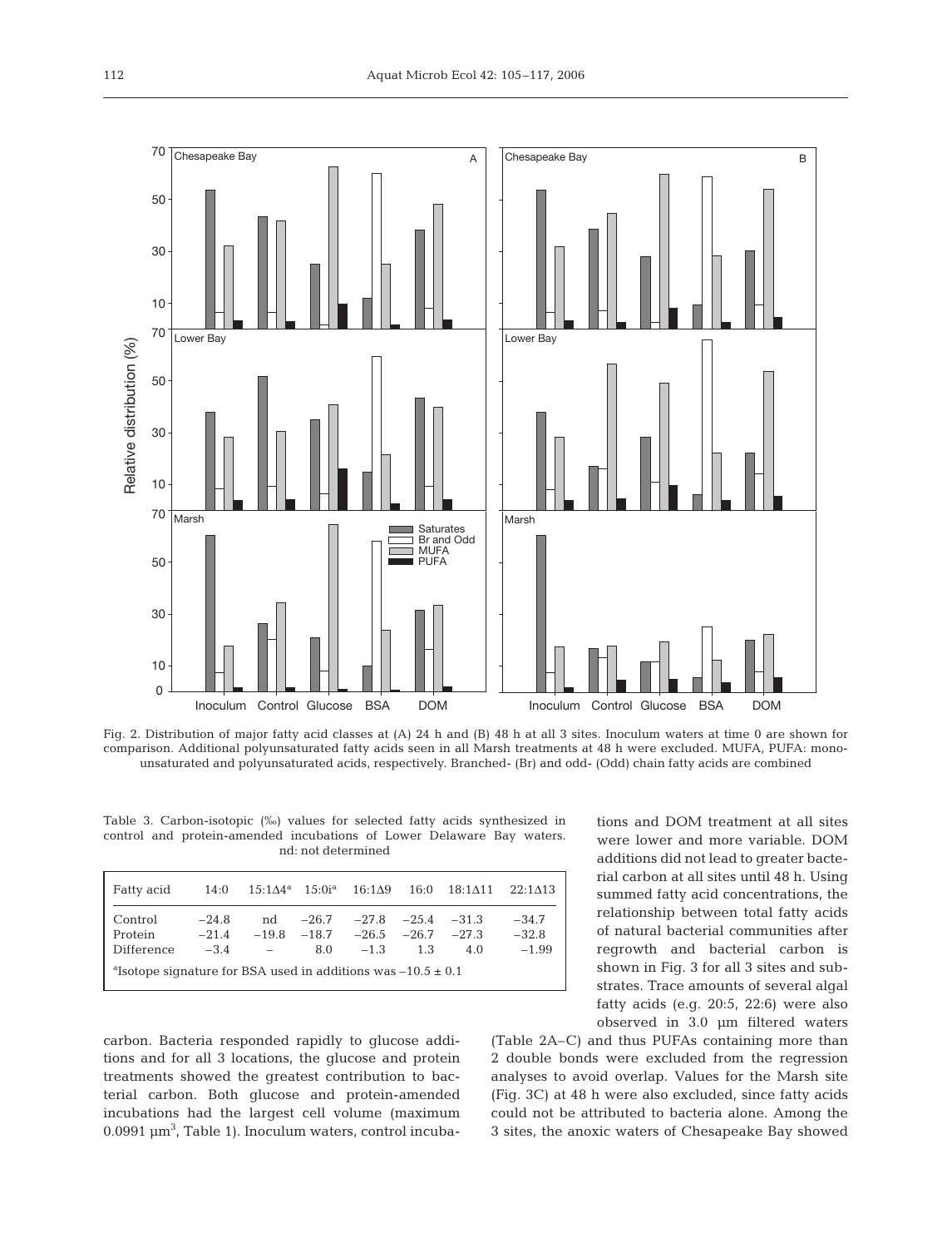Fig. 2. Distribution of major fatty acid classes at (A) 24 h and (B) 48 h at all 3 sites. Inoculum waters at time 0 are shown for comparison. Additional polyunsaturated fatty acids seen in all Marsh treatments at 48 h were excluded. MUFA, PUFA: monounsaturated and polyunsaturated acids, respectively. Branched- (Br) and odd- (Odd) chain fatty acids are combined

Table 3. Carbon-isotopic (‰) values for selected fatty acids synthesized in control and protein-amended incubations of Lower Delaware Bay waters. nd: not determined

| Fatty acid | 14:0 | 15:1Δ4[a] | 15:0i[a] | 16:1Δ9 | 16:0 | 18:1Δ11 | 22:1Δ13 |
|---|---|---|---|---|---|---|---|
| Control | −24.8 | nd | −26.7 | −27.8 | −25.4 | −31.3 | −34.7 |
| Protein | −21.4 | −19.8 | −18.7 | −26.5 | −26.7 | −27.3 | −32.8 |
| Difference | −3.4 | – | 8.0 | −1.3 | 1.3 | 4.0 | −1.99 |

[a]Isotope signature for BSA used in additions was −10.5 ± 0.1

carbon. Bacteria responded rapidly to glucose additions and for all 3 locations, the glucose and protein treatments showed the greatest contribution to bacterial carbon. Both glucose and protein-amended incubations had the largest cell volume (maximum 0.0991 $\mu m^3$, Table 1). Inoculum waters, control incubations and DOM treatment at all sites were lower and more variable. DOM additions did not lead to greater bacterial carbon at all sites until 48 h. Using summed fatty acid concentrations, the relationship between total fatty acids of natural bacterial communities after regrowth and bacterial carbon is shown in Fig. 3 for all 3 sites and substrates. Trace amounts of several algal fatty acids (e.g. 20:5, 22:6) were also observed in 3.0 µm filtered waters (Table 2A–C) and thus PUFAs containing more than 2 double bonds were excluded from the regression analyses to avoid overlap. Values for the Marsh site (Fig. 3C) at 48 h were also excluded, since fatty acids could not be attributed to bacteria alone. Among the 3 sites, the anoxic waters of Chesapeake Bay showed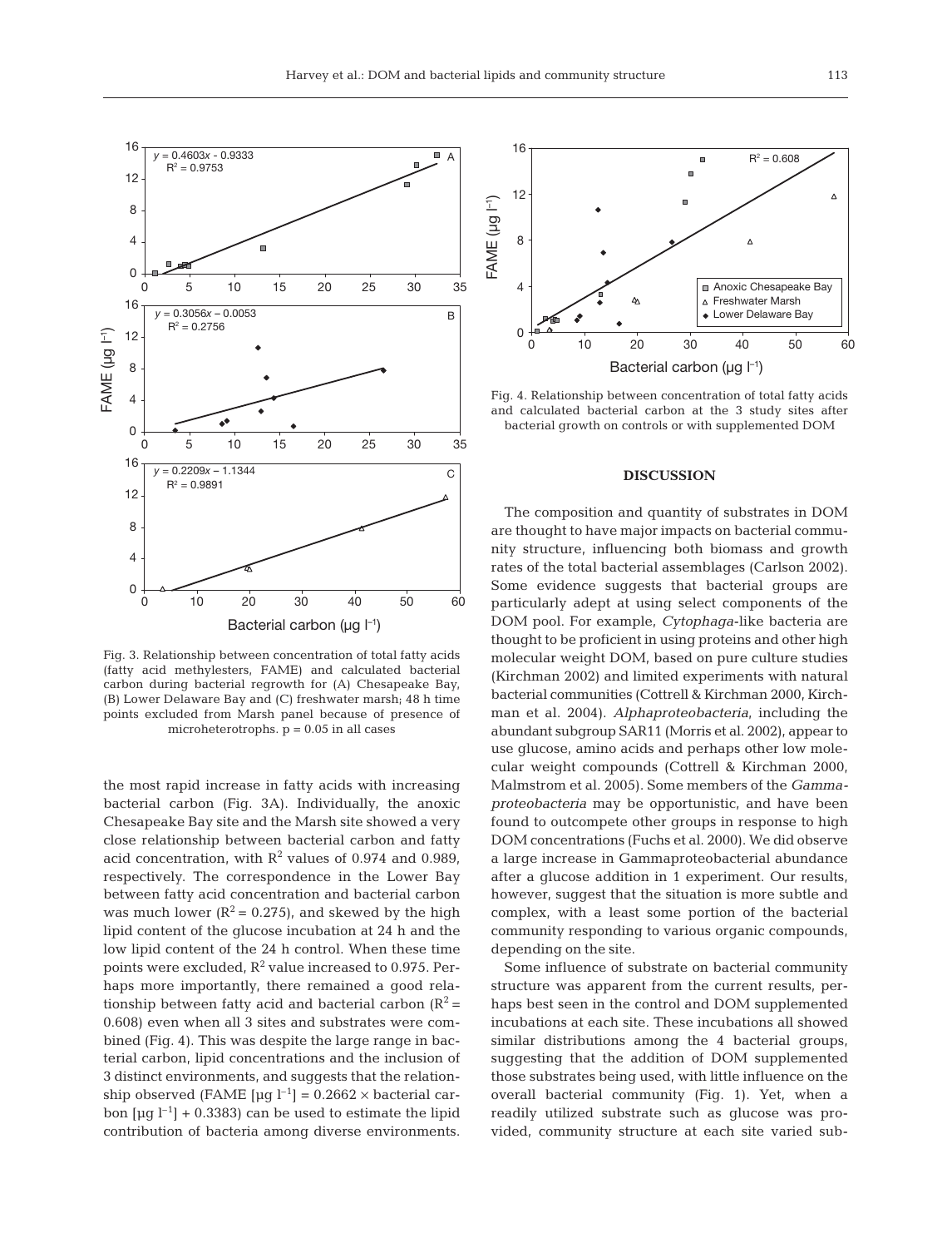Fig. 3. Relationship between concentration of total fatty acids (fatty acid methylesters, FAME) and calculated bacterial carbon during bacterial regrowth for (A) Chesapeake Bay, (B) Lower Delaware Bay and (C) freshwater marsh; 48 h time points excluded from Marsh panel because of presence of microheterotrophs. $p = 0.05$ in all cases

the most rapid increase in fatty acids with increasing bacterial carbon (Fig. 3A). Individually, the anoxic Chesapeake Bay site and the Marsh site showed a very close relationship between bacterial carbon and fatty acid concentration, with $R^2$ values of 0.974 and 0.989, respectively. The correspondence in the Lower Bay between fatty acid concentration and bacterial carbon was much lower ($R^2 = 0.275$), and skewed by the high lipid content of the glucose incubation at 24 h and the low lipid content of the 24 h control. When these time points were excluded, $R^2$ value increased to 0.975. Perhaps more importantly, there remained a good relationship between fatty acid and bacterial carbon ($R^2 = 0.608$) even when all 3 sites and substrates were combined (Fig. 4). This was despite the large range in bacterial carbon, lipid concentrations and the inclusion of 3 distinct environments, and suggests that the relationship observed (FAME [μg $l^{-1}$] = 0.2662 × bacterial carbon [μg $l^{-1}$] + 0.3383) can be used to estimate the lipid contribution of bacteria among diverse environments.

Fig. 4. Relationship between concentration of total fatty acids and calculated bacterial carbon at the 3 study sites after bacterial growth on controls or with supplemented DOM

## DISCUSSION

The composition and quantity of substrates in DOM are thought to have major impacts on bacterial community structure, influencing both biomass and growth rates of the total bacterial assemblages (Carlson 2002). Some evidence suggests that bacterial groups are particularly adept at using select components of the DOM pool. For example, *Cytophaga*-like bacteria are thought to be proficient in using proteins and other high molecular weight DOM, based on pure culture studies (Kirchman 2002) and limited experiments with natural bacterial communities (Cottrell & Kirchman 2000, Kirchman et al. 2004). *Alphaproteobacteria*, including the abundant subgroup SAR11 (Morris et al. 2002), appear to use glucose, amino acids and perhaps other low molecular weight compounds (Cottrell & Kirchman 2000, Malmstrom et al. 2005). Some members of the *Gammaproteobacteria* may be opportunistic, and have been found to outcompete other groups in response to high DOM concentrations (Fuchs et al. 2000). We did observe a large increase in Gammaproteobacterial abundance after a glucose addition in 1 experiment. Our results, however, suggest that the situation is more subtle and complex, with a least some portion of the bacterial community responding to various organic compounds, depending on the site.

Some influence of substrate on bacterial community structure was apparent from the current results, perhaps best seen in the control and DOM supplemented incubations at each site. These incubations all showed similar distributions among the 4 bacterial groups, suggesting that the addition of DOM supplemented those substrates being used, with little influence on the overall bacterial community (Fig. 1). Yet, when a readily utilized substrate such as glucose was provided, community structure at each site varied sub-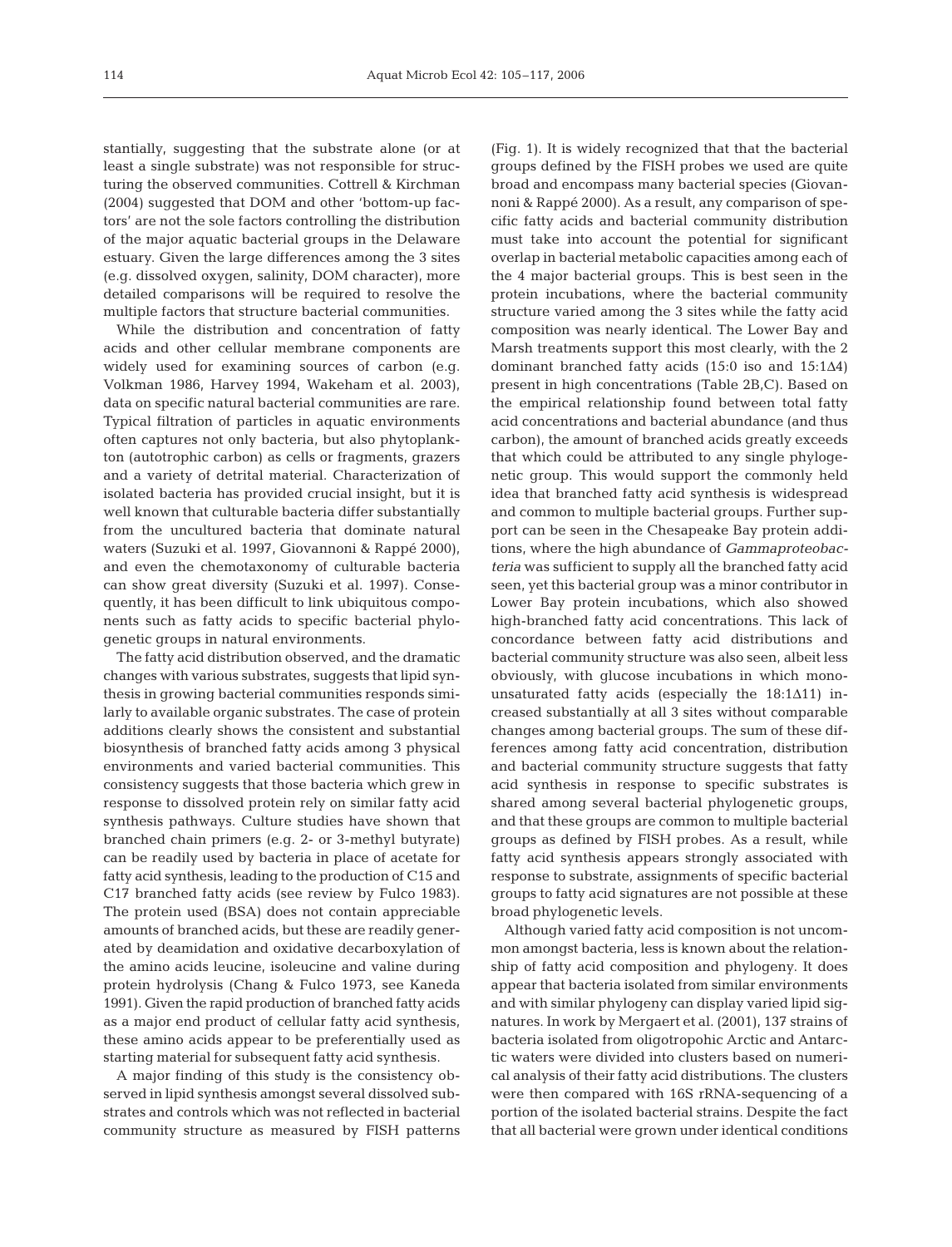stantially, suggesting that the substrate alone (or at least a single substrate) was not responsible for structuring the observed communities. Cottrell & Kirchman (2004) suggested that DOM and other 'bottom-up factors' are not the sole factors controlling the distribution of the major aquatic bacterial groups in the Delaware estuary. Given the large differences among the 3 sites (e.g. dissolved oxygen, salinity, DOM character), more detailed comparisons will be required to resolve the multiple factors that structure bacterial communities.

While the distribution and concentration of fatty acids and other cellular membrane components are widely used for examining sources of carbon (e.g. Volkman 1986, Harvey 1994, Wakeham et al. 2003), data on specific natural bacterial communities are rare. Typical filtration of particles in aquatic environments often captures not only bacteria, but also phytoplankton (autotrophic carbon) as cells or fragments, grazers and a variety of detrital material. Characterization of isolated bacteria has provided crucial insight, but it is well known that culturable bacteria differ substantially from the uncultured bacteria that dominate natural waters (Suzuki et al. 1997, Giovannoni & Rappé 2000), and even the chemotaxonomy of culturable bacteria can show great diversity (Suzuki et al. 1997). Consequently, it has been difficult to link ubiquitous components such as fatty acids to specific bacterial phylogenetic groups in natural environments.

The fatty acid distribution observed, and the dramatic changes with various substrates, suggests that lipid synthesis in growing bacterial communities responds similarly to available organic substrates. The case of protein additions clearly shows the consistent and substantial biosynthesis of branched fatty acids among 3 physical environments and varied bacterial communities. This consistency suggests that those bacteria which grew in response to dissolved protein rely on similar fatty acid synthesis pathways. Culture studies have shown that branched chain primers (e.g. 2- or 3-methyl butyrate) can be readily used by bacteria in place of acetate for fatty acid synthesis, leading to the production of C15 and C17 branched fatty acids (see review by Fulco 1983). The protein used (BSA) does not contain appreciable amounts of branched acids, but these are readily generated by deamidation and oxidative decarboxylation of the amino acids leucine, isoleucine and valine during protein hydrolysis (Chang & Fulco 1973, see Kaneda 1991). Given the rapid production of branched fatty acids as a major end product of cellular fatty acid synthesis, these amino acids appear to be preferentially used as starting material for subsequent fatty acid synthesis.

A major finding of this study is the consistency observed in lipid synthesis amongst several dissolved substrates and controls which was not reflected in bacterial community structure as measured by FISH patterns (Fig. 1). It is widely recognized that that the bacterial groups defined by the FISH probes we used are quite broad and encompass many bacterial species (Giovannoni & Rappé 2000). As a result, any comparison of specific fatty acids and bacterial community distribution must take into account the potential for significant overlap in bacterial metabolic capacities among each of the 4 major bacterial groups. This is best seen in the protein incubations, where the bacterial community structure varied among the 3 sites while the fatty acid composition was nearly identical. The Lower Bay and Marsh treatments support this most clearly, with the 2 dominant branched fatty acids (15:0 iso and 15:1Δ4) present in high concentrations (Table 2B,C). Based on the empirical relationship found between total fatty acid concentrations and bacterial abundance (and thus carbon), the amount of branched acids greatly exceeds that which could be attributed to any single phylogenetic group. This would support the commonly held idea that branched fatty acid synthesis is widespread and common to multiple bacterial groups. Further support can be seen in the Chesapeake Bay protein additions, where the high abundance of *Gammaproteobacteria* was sufficient to supply all the branched fatty acid seen, yet this bacterial group was a minor contributor in Lower Bay protein incubations, which also showed high-branched fatty acid concentrations. This lack of concordance between fatty acid distributions and bacterial community structure was also seen, albeit less obviously, with glucose incubations in which monounsaturated fatty acids (especially the 18:1Δ11) increased substantially at all 3 sites without comparable changes among bacterial groups. The sum of these differences among fatty acid concentration, distribution and bacterial community structure suggests that fatty acid synthesis in response to specific substrates is shared among several bacterial phylogenetic groups, and that these groups are common to multiple bacterial groups as defined by FISH probes. As a result, while fatty acid synthesis appears strongly associated with response to substrate, assignments of specific bacterial groups to fatty acid signatures are not possible at these broad phylogenetic levels.

Although varied fatty acid composition is not uncommon amongst bacteria, less is known about the relationship of fatty acid composition and phylogeny. It does appear that bacteria isolated from similar environments and with similar phylogeny can display varied lipid signatures. In work by Mergaert et al. (2001), 137 strains of bacteria isolated from oligotropohic Arctic and Antarctic waters were divided into clusters based on numerical analysis of their fatty acid distributions. The clusters were then compared with 16S rRNA-sequencing of a portion of the isolated bacterial strains. Despite the fact that all bacterial were grown under identical conditions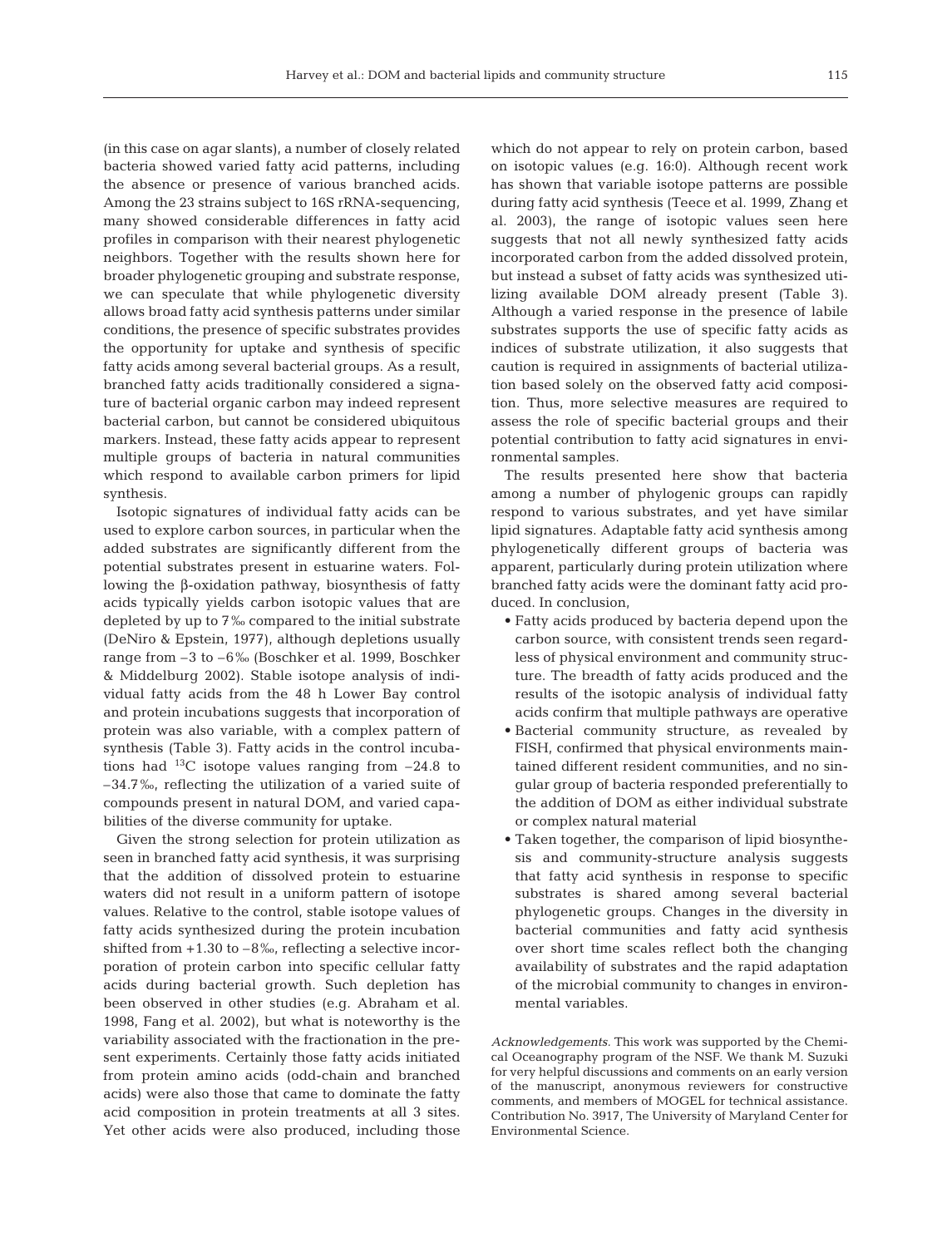(in this case on agar slants), a number of closely related bacteria showed varied fatty acid patterns, including the absence or presence of various branched acids. Among the 23 strains subject to 16S rRNA-sequencing, many showed considerable differences in fatty acid profiles in comparison with their nearest phylogenetic neighbors. Together with the results shown here for broader phylogenetic grouping and substrate response, we can speculate that while phylogenetic diversity allows broad fatty acid synthesis patterns under similar conditions, the presence of specific substrates provides the opportunity for uptake and synthesis of specific fatty acids among several bacterial groups. As a result, branched fatty acids traditionally considered a signature of bacterial organic carbon may indeed represent bacterial carbon, but cannot be considered ubiquitous markers. Instead, these fatty acids appear to represent multiple groups of bacteria in natural communities which respond to available carbon primers for lipid synthesis.

Isotopic signatures of individual fatty acids can be used to explore carbon sources, in particular when the added substrates are significantly different from the potential substrates present in estuarine waters. Following the β-oxidation pathway, biosynthesis of fatty acids typically yields carbon isotopic values that are depleted by up to 7‰ compared to the initial substrate (DeNiro & Epstein, 1977), although depletions usually range from –3 to –6‰ (Boschker et al. 1999, Boschker & Middelburg 2002). Stable isotope analysis of individual fatty acids from the 48 h Lower Bay control and protein incubations suggests that incorporation of protein was also variable, with a complex pattern of synthesis (Table 3). Fatty acids in the control incubations had $^{13}C$ isotope values ranging from –24.8 to –34.7‰, reflecting the utilization of a varied suite of compounds present in natural DOM, and varied capabilities of the diverse community for uptake.

Given the strong selection for protein utilization as seen in branched fatty acid synthesis, it was surprising that the addition of dissolved protein to estuarine waters did not result in a uniform pattern of isotope values. Relative to the control, stable isotope values of fatty acids synthesized during the protein incubation shifted from +1.30 to –8‰, reflecting a selective incorporation of protein carbon into specific cellular fatty acids during bacterial growth. Such depletion has been observed in other studies (e.g. Abraham et al. 1998, Fang et al. 2002), but what is noteworthy is the variability associated with the fractionation in the present experiments. Certainly those fatty acids initiated from protein amino acids (odd-chain and branched acids) were also those that came to dominate the fatty acid composition in protein treatments at all 3 sites. Yet other acids were also produced, including those which do not appear to rely on protein carbon, based on isotopic values (e.g. 16:0). Although recent work has shown that variable isotope patterns are possible during fatty acid synthesis (Teece et al. 1999, Zhang et al. 2003), the range of isotopic values seen here suggests that not all newly synthesized fatty acids incorporated carbon from the added dissolved protein, but instead a subset of fatty acids was synthesized utilizing available DOM already present (Table 3). Although a varied response in the presence of labile substrates supports the use of specific fatty acids as indices of substrate utilization, it also suggests that caution is required in assignments of bacterial utilization based solely on the observed fatty acid composition. Thus, more selective measures are required to assess the role of specific bacterial groups and their potential contribution to fatty acid signatures in environmental samples.

The results presented here show that bacteria among a number of phylogenic groups can rapidly respond to various substrates, and yet have similar lipid signatures. Adaptable fatty acid synthesis among phylogenetically different groups of bacteria was apparent, particularly during protein utilization where branched fatty acids were the dominant fatty acid produced. In conclusion,

- Fatty acids produced by bacteria depend upon the carbon source, with consistent trends seen regardless of physical environment and community structure. The breadth of fatty acids produced and the results of the isotopic analysis of individual fatty acids confirm that multiple pathways are operative
- Bacterial community structure, as revealed by FISH, confirmed that physical environments maintained different resident communities, and no singular group of bacteria responded preferentially to the addition of DOM as either individual substrate or complex natural material
- Taken together, the comparison of lipid biosynthesis and community-structure analysis suggests that fatty acid synthesis in response to specific substrates is shared among several bacterial phylogenetic groups. Changes in the diversity in bacterial communities and fatty acid synthesis over short time scales reflect both the changing availability of substrates and the rapid adaptation of the microbial community to changes in environmental variables.

*Acknowledgements.* This work was supported by the Chemical Oceanography program of the NSF. We thank M. Suzuki for very helpful discussions and comments on an early version of the manuscript, anonymous reviewers for constructive comments, and members of MOGEL for technical assistance. Contribution No. 3917, The University of Maryland Center for Environmental Science.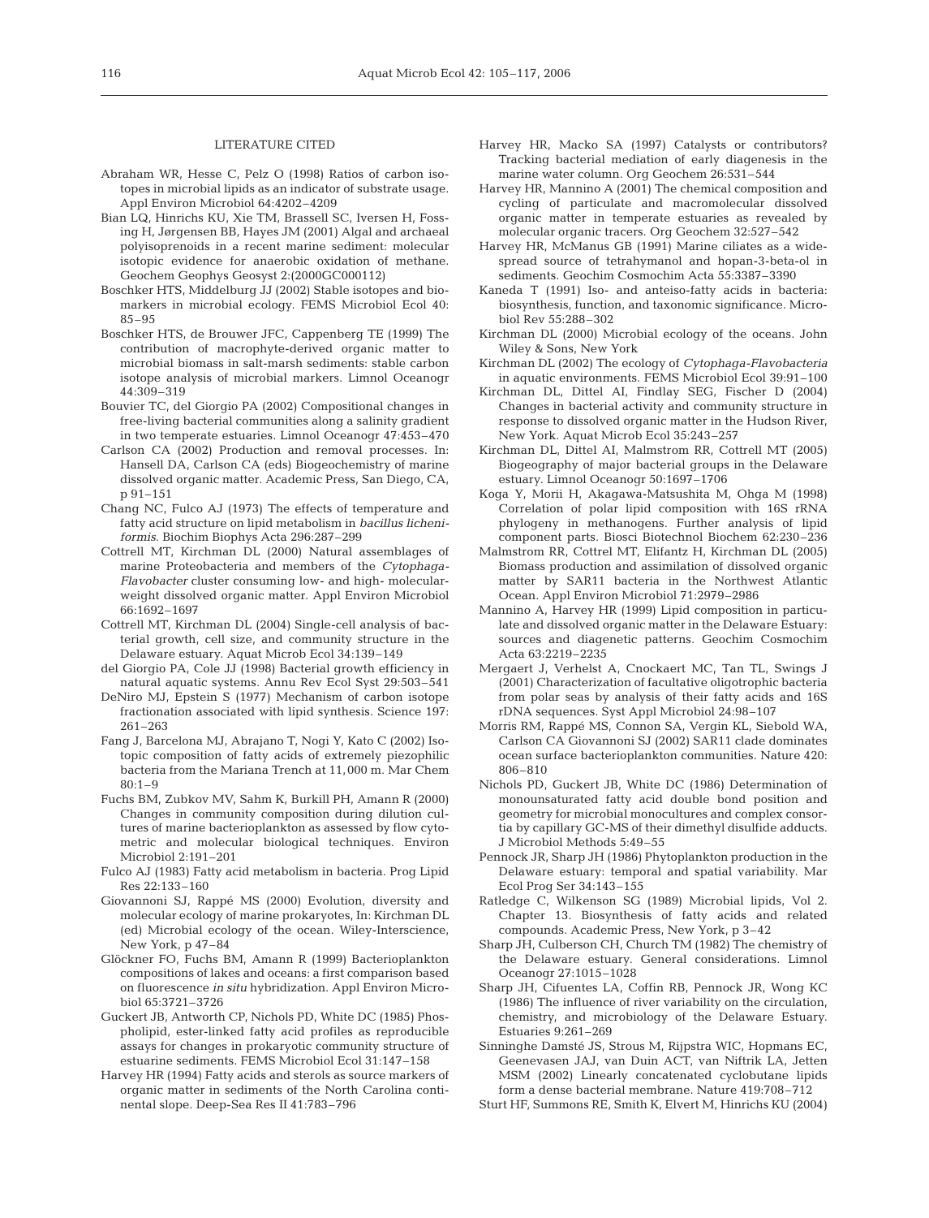LITERATURE CITED

Abraham WR, Hesse C, Pelz O (1998) Ratios of carbon isotopes in microbial lipids as an indicator of substrate usage. Appl Environ Microbiol 64:4202–4209

Bian LQ, Hinrichs KU, Xie TM, Brassell SC, Iversen H, Fossing H, Jørgensen BB, Hayes JM (2001) Algal and archaeal polyisoprenoids in a recent marine sediment: molecular isotopic evidence for anaerobic oxidation of methane. Geochem Geophys Geosyst 2:(2000GC000112)

Boschker HTS, Middelburg JJ (2002) Stable isotopes and biomarkers in microbial ecology. FEMS Microbiol Ecol 40: 85–95

Boschker HTS, de Brouwer JFC, Cappenberg TE (1999) The contribution of macrophyte-derived organic matter to microbial biomass in salt-marsh sediments: stable carbon isotope analysis of microbial markers. Limnol Oceanogr 44:309–319

Bouvier TC, del Giorgio PA (2002) Compositional changes in free-living bacterial communities along a salinity gradient in two temperate estuaries. Limnol Oceanogr 47:453–470

Carlson CA (2002) Production and removal processes. In: Hansell DA, Carlson CA (eds) Biogeochemistry of marine dissolved organic matter. Academic Press, San Diego, CA, p 91–151

Chang NC, Fulco AJ (1973) The effects of temperature and fatty acid structure on lipid metabolism in *bacillus licheniformis*. Biochim Biophys Acta 296:287–299

Cottrell MT, Kirchman DL (2000) Natural assemblages of marine Proteobacteria and members of the *Cytophaga-Flavobacter* cluster consuming low- and high- molecular-weight dissolved organic matter. Appl Environ Microbiol 66:1692–1697

Cottrell MT, Kirchman DL (2004) Single-cell analysis of bacterial growth, cell size, and community structure in the Delaware estuary. Aquat Microb Ecol 34:139–149

del Giorgio PA, Cole JJ (1998) Bacterial growth efficiency in natural aquatic systems. Annu Rev Ecol Syst 29:503–541

DeNiro MJ, Epstein S (1977) Mechanism of carbon isotope fractionation associated with lipid synthesis. Science 197: 261–263

Fang J, Barcelona MJ, Abrajano T, Nogi Y, Kato C (2002) Isotopic composition of fatty acids of extremely piezophilic bacteria from the Mariana Trench at 11,000 m. Mar Chem 80:1–9

Fuchs BM, Zubkov MV, Sahm K, Burkill PH, Amann R (2000) Changes in community composition during dilution cultures of marine bacterioplankton as assessed by flow cytometric and molecular biological techniques. Environ Microbiol 2:191–201

Fulco AJ (1983) Fatty acid metabolism in bacteria. Prog Lipid Res 22:133–160

Giovannoni SJ, Rappé MS (2000) Evolution, diversity and molecular ecology of marine prokaryotes, In: Kirchman DL (ed) Microbial ecology of the ocean. Wiley-Interscience, New York, p 47–84

Glöckner FO, Fuchs BM, Amann R (1999) Bacterioplankton compositions of lakes and oceans: a first comparison based on fluorescence *in situ* hybridization. Appl Environ Microbiol 65:3721–3726

Guckert JB, Antworth CP, Nichols PD, White DC (1985) Phospholipid, ester-linked fatty acid profiles as reproducible assays for changes in prokaryotic community structure of estuarine sediments. FEMS Microbiol Ecol 31:147–158

Harvey HR (1994) Fatty acids and sterols as source markers of organic matter in sediments of the North Carolina continental slope. Deep-Sea Res II 41:783–796

Harvey HR, Macko SA (1997) Catalysts or contributors? Tracking bacterial mediation of early diagenesis in the marine water column. Org Geochem 26:531–544

Harvey HR, Mannino A (2001) The chemical composition and cycling of particulate and macromolecular dissolved organic matter in temperate estuaries as revealed by molecular organic tracers. Org Geochem 32:527–542

Harvey HR, McManus GB (1991) Marine ciliates as a widespread source of tetrahymanol and hopan-3-beta-ol in sediments. Geochim Cosmochim Acta 55:3387–3390

Kaneda T (1991) Iso- and anteiso-fatty acids in bacteria: biosynthesis, function, and taxonomic significance. Microbiol Rev 55:288–302

Kirchman DL (2000) Microbial ecology of the oceans. John Wiley & Sons, New York

Kirchman DL (2002) The ecology of *Cytophaga-Flavobacteria* in aquatic environments. FEMS Microbiol Ecol 39:91–100

Kirchman DL, Dittel AI, Findlay SEG, Fischer D (2004) Changes in bacterial activity and community structure in response to dissolved organic matter in the Hudson River, New York. Aquat Microb Ecol 35:243–257

Kirchman DL, Dittel AI, Malmstrom RR, Cottrell MT (2005) Biogeography of major bacterial groups in the Delaware estuary. Limnol Oceanogr 50:1697–1706

Koga Y, Morii H, Akagawa-Matsushita M, Ohga M (1998) Correlation of polar lipid composition with 16S rRNA phylogeny in methanogens. Further analysis of lipid component parts. Biosci Biotechnol Biochem 62:230–236

Malmstrom RR, Cottrel MT, Elifantz H, Kirchman DL (2005) Biomass production and assimilation of dissolved organic matter by SAR11 bacteria in the Northwest Atlantic Ocean. Appl Environ Microbiol 71:2979–2986

Mannino A, Harvey HR (1999) Lipid composition in particulate and dissolved organic matter in the Delaware Estuary: sources and diagenetic patterns. Geochim Cosmochim Acta 63:2219–2235

Mergaert J, Verhelst A, Cnockaert MC, Tan TL, Swings J (2001) Characterization of facultative oligotrophic bacteria from polar seas by analysis of their fatty acids and 16S rDNA sequences. Syst Appl Microbiol 24:98–107

Morris RM, Rappé MS, Connon SA, Vergin KL, Siebold WA, Carlson CA Giovannoni SJ (2002) SAR11 clade dominates ocean surface bacterioplankton communities. Nature 420: 806–810

Nichols PD, Guckert JB, White DC (1986) Determination of monounsaturated fatty acid double bond position and geometry for microbial monocultures and complex consortia by capillary GC-MS of their dimethyl disulfide adducts. J Microbiol Methods 5:49–55

Pennock JR, Sharp JH (1986) Phytoplankton production in the Delaware estuary: temporal and spatial variability. Mar Ecol Prog Ser 34:143–155

Ratledge C, Wilkenson SG (1989) Microbial lipids, Vol 2. Chapter 13. Biosynthesis of fatty acids and related compounds. Academic Press, New York, p 3–42

Sharp JH, Culberson CH, Church TM (1982) The chemistry of the Delaware estuary. General considerations. Limnol Oceanogr 27:1015–1028

Sharp JH, Cifuentes LA, Coffin RB, Pennock JR, Wong KC (1986) The influence of river variability on the circulation, chemistry, and microbiology of the Delaware Estuary. Estuaries 9:261–269

Sinninghe Damsté JS, Strous M, Rijpstra WIC, Hopmans EC, Geenevasen JAJ, van Duin ACT, van Niftrik LA, Jetten MSM (2002) Linearly concatenated cyclobutane lipids form a dense bacterial membrane. Nature 419:708–712

Sturt HF, Summons RE, Smith K, Elvert M, Hinrichs KU (2004)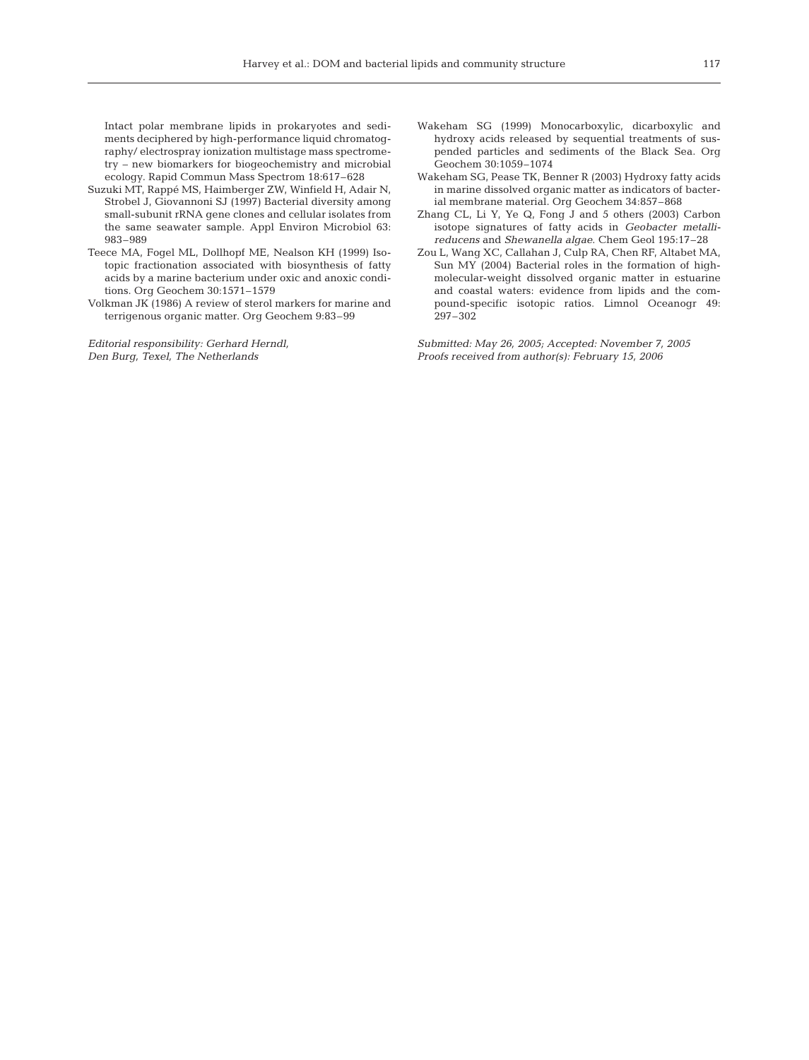Intact polar membrane lipids in prokaryotes and sediments deciphered by high-performance liquid chromatography/ electrospray ionization multistage mass spectrometry – new biomarkers for biogeochemistry and microbial ecology. Rapid Commun Mass Spectrom 18:617–628

Suzuki MT, Rappé MS, Haimberger ZW, Winfield H, Adair N, Strobel J, Giovannoni SJ (1997) Bacterial diversity among small-subunit rRNA gene clones and cellular isolates from the same seawater sample. Appl Environ Microbiol 63: 983–989

Teece MA, Fogel ML, Dollhopf ME, Nealson KH (1999) Isotopic fractionation associated with biosynthesis of fatty acids by a marine bacterium under oxic and anoxic conditions. Org Geochem 30:1571–1579

Volkman JK (1986) A review of sterol markers for marine and terrigenous organic matter. Org Geochem 9:83–99

Wakeham SG (1999) Monocarboxylic, dicarboxylic and hydroxy acids released by sequential treatments of suspended particles and sediments of the Black Sea. Org Geochem 30:1059–1074

Wakeham SG, Pease TK, Benner R (2003) Hydroxy fatty acids in marine dissolved organic matter as indicators of bacterial membrane material. Org Geochem 34:857–868

Zhang CL, Li Y, Ye Q, Fong J and 5 others (2003) Carbon isotope signatures of fatty acids in *Geobacter metallireducens* and *Shewanella algae*. Chem Geol 195:17–28

Zou L, Wang XC, Callahan J, Culp RA, Chen RF, Altabet MA, Sun MY (2004) Bacterial roles in the formation of high-molecular-weight dissolved organic matter in estuarine and coastal waters: evidence from lipids and the compound-specific isotopic ratios. Limnol Oceanogr 49: 297–302

*Editorial responsibility: Gerhard Herndl, Den Burg, Texel, The Netherlands*

*Submitted: May 26, 2005; Accepted: November 7, 2005*
*Proofs received from author(s): February 15, 2006*